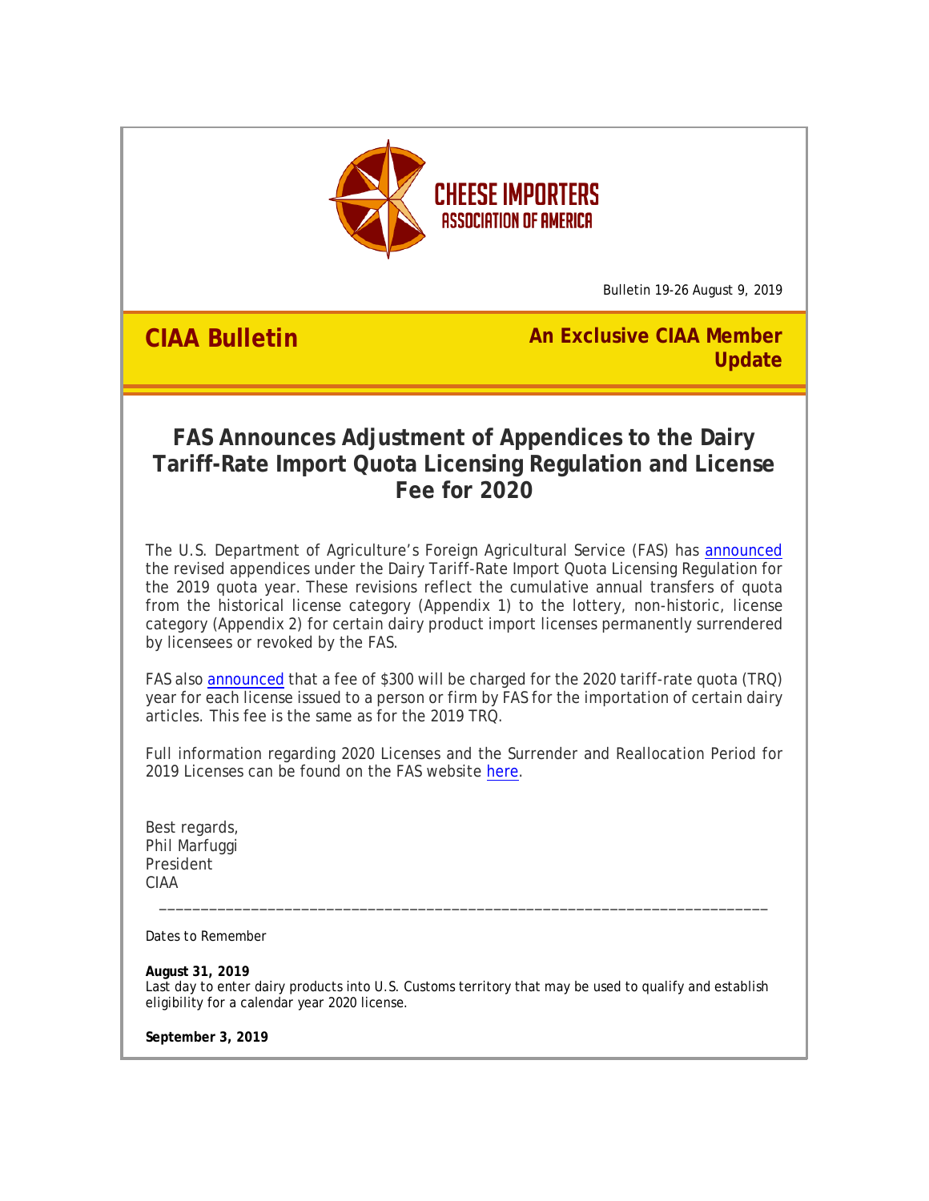CHEESE IMPORTERS ASSOCIATION OF AMERICA

Bulletin 19-26 August 9, 2019

**CIAA Bulletin** — **An Exclusive CIAA Member Update**

# FAS Announces Adjustment of Appendices to the Dairy Tariff-Rate Import Quota Licensing Regulation and License Fee for 2020

The U.S. Department of Agriculture's Foreign Agricultural Service (FAS) has announced the revised appendices under the Dairy Tariff-Rate Import Quota Licensing Regulation for the 2019 quota year. These revisions reflect the cumulative annual transfers of quota from the historical license category (Appendix 1) to the lottery, non-historic, license category (Appendix 2) for certain dairy product import licenses permanently surrendered by licensees or revoked by the FAS.

FAS also announced that a fee of $300 will be charged for the 2020 tariff-rate quota (TRQ) year for each license issued to a person or firm by FAS for the importation of certain dairy articles. This fee is the same as for the 2019 TRQ.

Full information regarding 2020 Licenses and the Surrender and Reallocation Period for 2019 Licenses can be found on the FAS website here.

Best regards,
Phil Marfuggi
President
CIAA

---

Dates to Remember

**August 31, 2019**
Last day to enter dairy products into U.S. Customs territory that may be used to qualify and establish eligibility for a calendar year 2020 license.

**September 3, 2019**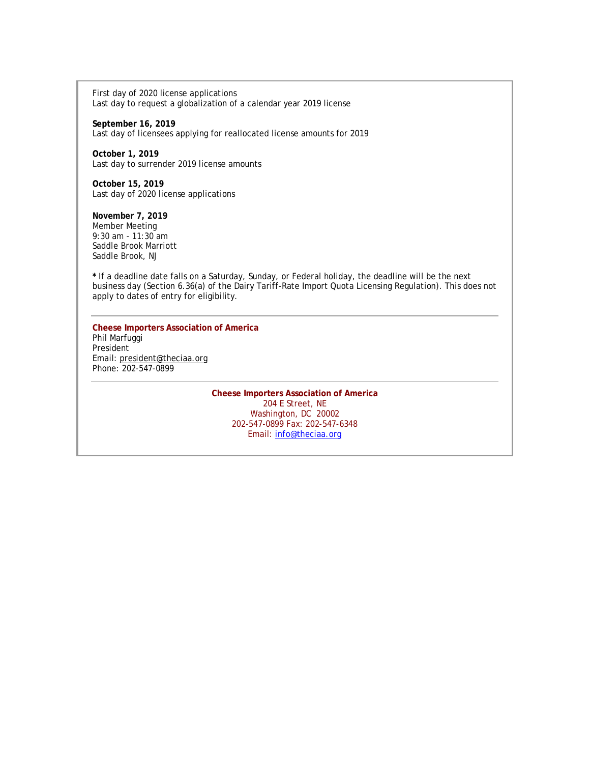First day of 2020 license applications
Last day to request a globalization of a calendar year 2019 license

**September 16, 2019**
Last day of licensees applying for reallocated license amounts for 2019

**October 1, 2019**
Last day to surrender 2019 license amounts

**October 15, 2019**
Last day of 2020 license applications

**November 7, 2019**
Member Meeting
9:30 am - 11:30 am
Saddle Brook Marriott
Saddle Brook, NJ

**\*** If a deadline date falls on a Saturday, Sunday, or Federal holiday, the deadline will be the next business day (Section 6.36(a) of the Dairy Tariff-Rate Import Quota Licensing Regulation). This does not apply to dates of entry for eligibility.

---

**Cheese Importers Association of America**
Phil Marfuggi
President
Email: president@theciaa.org
Phone: 202-547-0899

---

**Cheese Importers Association of America**
204 E Street, NE
Washington, DC 20002
202-547-0899 Fax: 202-547-6348
Email: info@theciaa.org